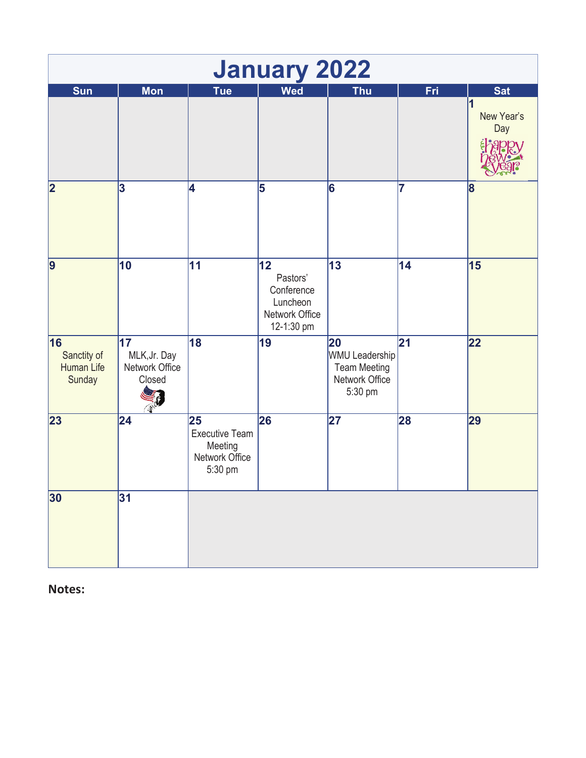# January 2022

| Sun | Mon | Tue | Wed | Thu | Fri | Sat |
|---|---|---|---|---|---|---|
| | | | | | | 1 New Year's Day |
| 2 | 3 | 4 | 5 | 6 | 7 | 8 |
| 9 | 10 | 11 | 12 Pastors' Conference Luncheon Network Office 12-1:30 pm | 13 | 14 | 15 |
| 16 Sanctity of Human Life Sunday | 17 MLK,Jr. Day Network Office Closed | 18 | 19 | 20 WMU Leadership Team Meeting Network Office 5:30 pm | 21 | 22 |
| 23 | 24 | 25 Executive Team Meeting Network Office 5:30 pm | 26 | 27 | 28 | 29 |
| 30 | 31 | | | | | |

**Notes:**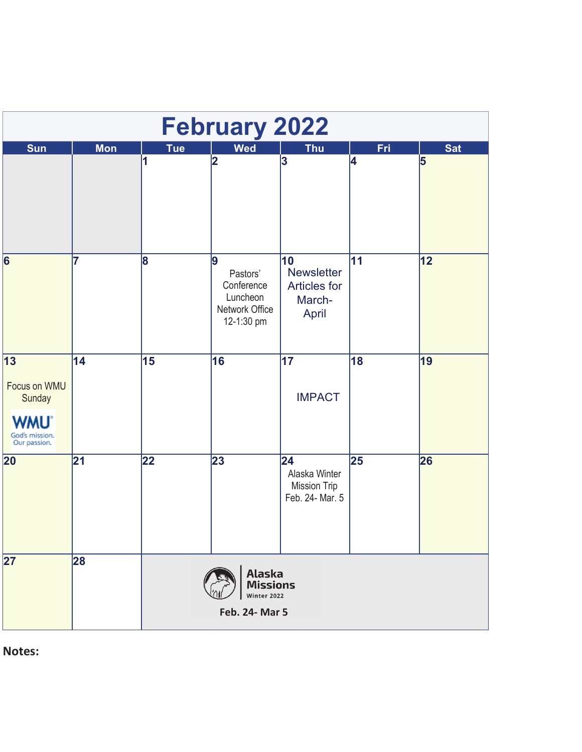# February 2022

| Sun | Mon | Tue | Wed | Thu | Fri | Sat |
|---|---|---|---|---|---|---|
| | | 1 | 2 | 3 | 4 | 5 |
| 6 | 7 | 8 | 9 Pastors' Conference Luncheon Network Office 12-1:30 pm | 10 Newsletter Articles for March-April | 11 | 12 |
| 13 Focus on WMU Sunday WMU God's mission. Our passion. | 14 | 15 | 16 | 17 IMPACT | 18 | 19 |
| 20 | 21 | 22 | 23 | 24 Alaska Winter Mission Trip Feb. 24- Mar. 5 | 25 | 26 |
| 27 | 28 | Alaska Missions Winter 2022 Feb. 24- Mar 5 | | | | |

**Notes:**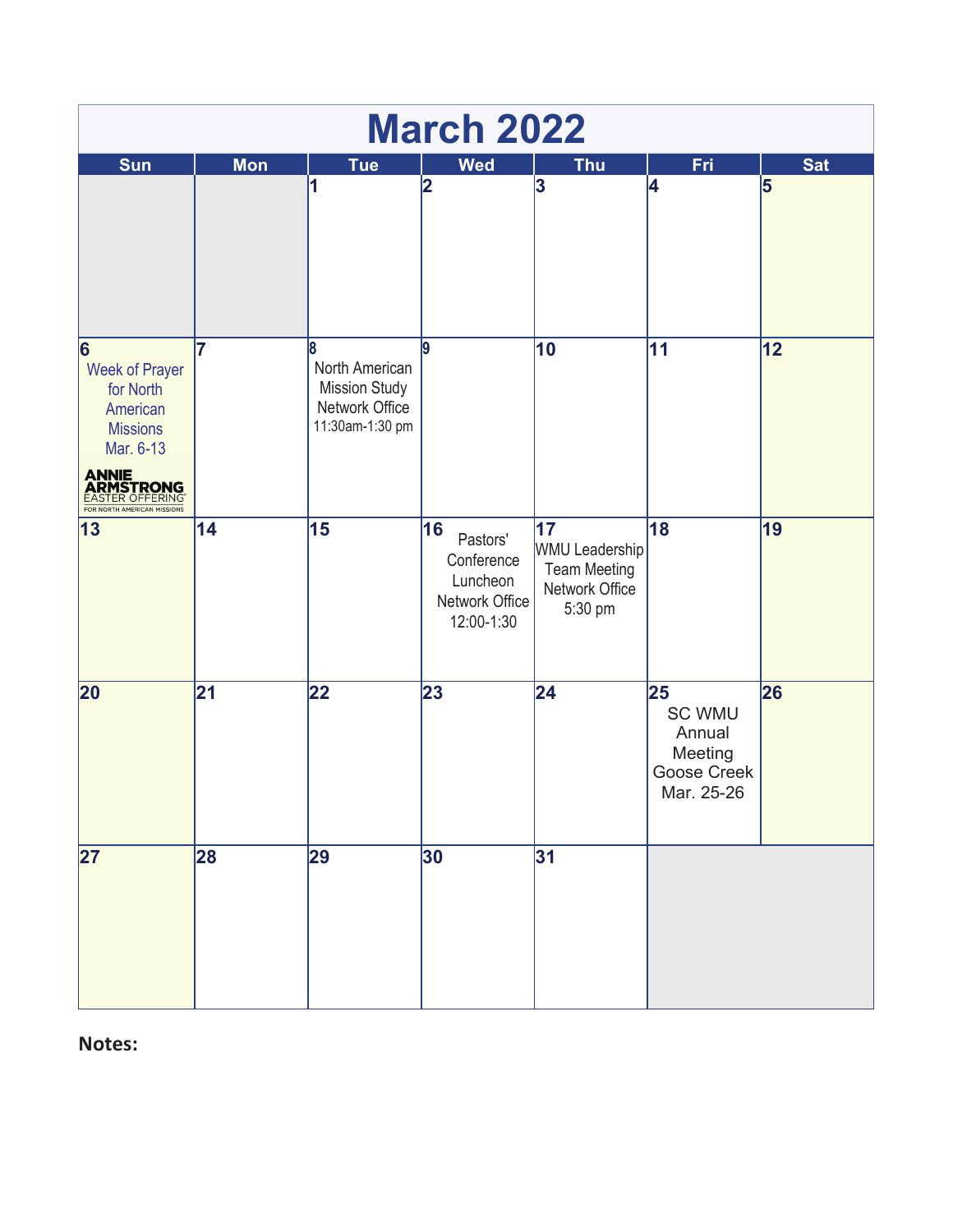# March 2022

| Sun | Mon | Tue | Wed | Thu | Fri | Sat |
|---|---|---|---|---|---|---|
| | | 1 | 2 | 3 | 4 | 5 |
| 6 Week of Prayer for North American Missions Mar. 6-13 ANNIE ARMSTRONG EASTER OFFERING FOR NORTH AMERICAN MISSIONS | 7 | 8 North American Mission Study Network Office 11:30am-1:30 pm | 9 | 10 | 11 | 12 |
| 13 | 14 | 15 | 16 Pastors' Conference Luncheon Network Office 12:00-1:30 | 17 WMU Leadership Team Meeting Network Office 5:30 pm | 18 | 19 |
| 20 | 21 | 22 | 23 | 24 | 25 SC WMU Annual Meeting Goose Creek Mar. 25-26 | 26 |
| 27 | 28 | 29 | 30 | 31 | | |

**Notes:**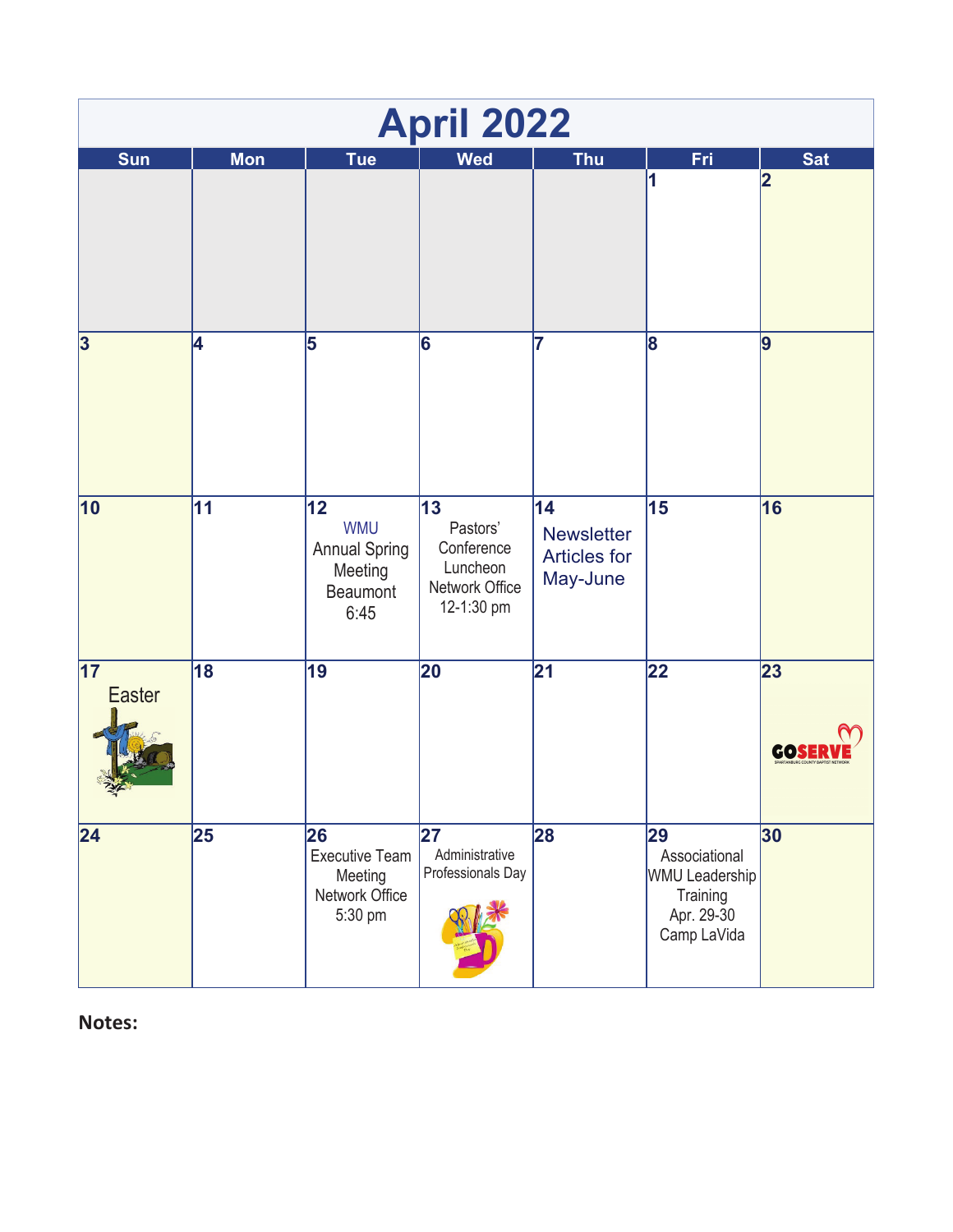# April 2022

| Sun | Mon | Tue | Wed | Thu | Fri | Sat |
|---|---|---|---|---|---|---|
| | | | | | 1 | 2 |
| 3 | 4 | 5 | 6 | 7 | 8 | 9 |
| 10 | 11 | 12 WMU Annual Spring Meeting Beaumont 6:45 | 13 Pastors' Conference Luncheon Network Office 12-1:30 pm | 14 Newsletter Articles for May-June | 15 | 16 |
| 17 Easter | 18 | 19 | 20 | 21 | 22 | 23 GOSERVE |
| 24 | 25 | 26 Executive Team Meeting Network Office 5:30 pm | 27 Administrative Professionals Day | 28 | 29 Associational WMU Leadership Training Apr. 29-30 Camp LaVida | 30 |

**Notes:**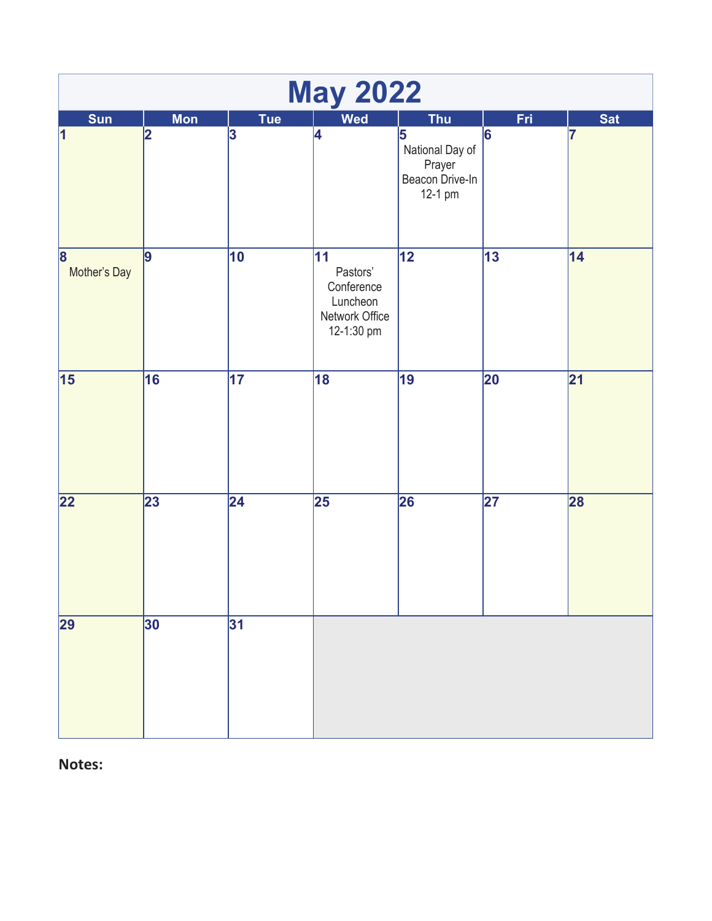# May 2022

| Sun | Mon | Tue | Wed | Thu | Fri | Sat |
|---|---|---|---|---|---|---|
| 1 | 2 | 3 | 4 | 5 National Day of Prayer Beacon Drive-In 12-1 pm | 6 | 7 |
| 8 Mother's Day | 9 | 10 | 11 Pastors' Conference Luncheon Network Office 12-1:30 pm | 12 | 13 | 14 |
| 15 | 16 | 17 | 18 | 19 | 20 | 21 |
| 22 | 23 | 24 | 25 | 26 | 27 | 28 |
| 29 | 30 | 31 | | | | |

**Notes:**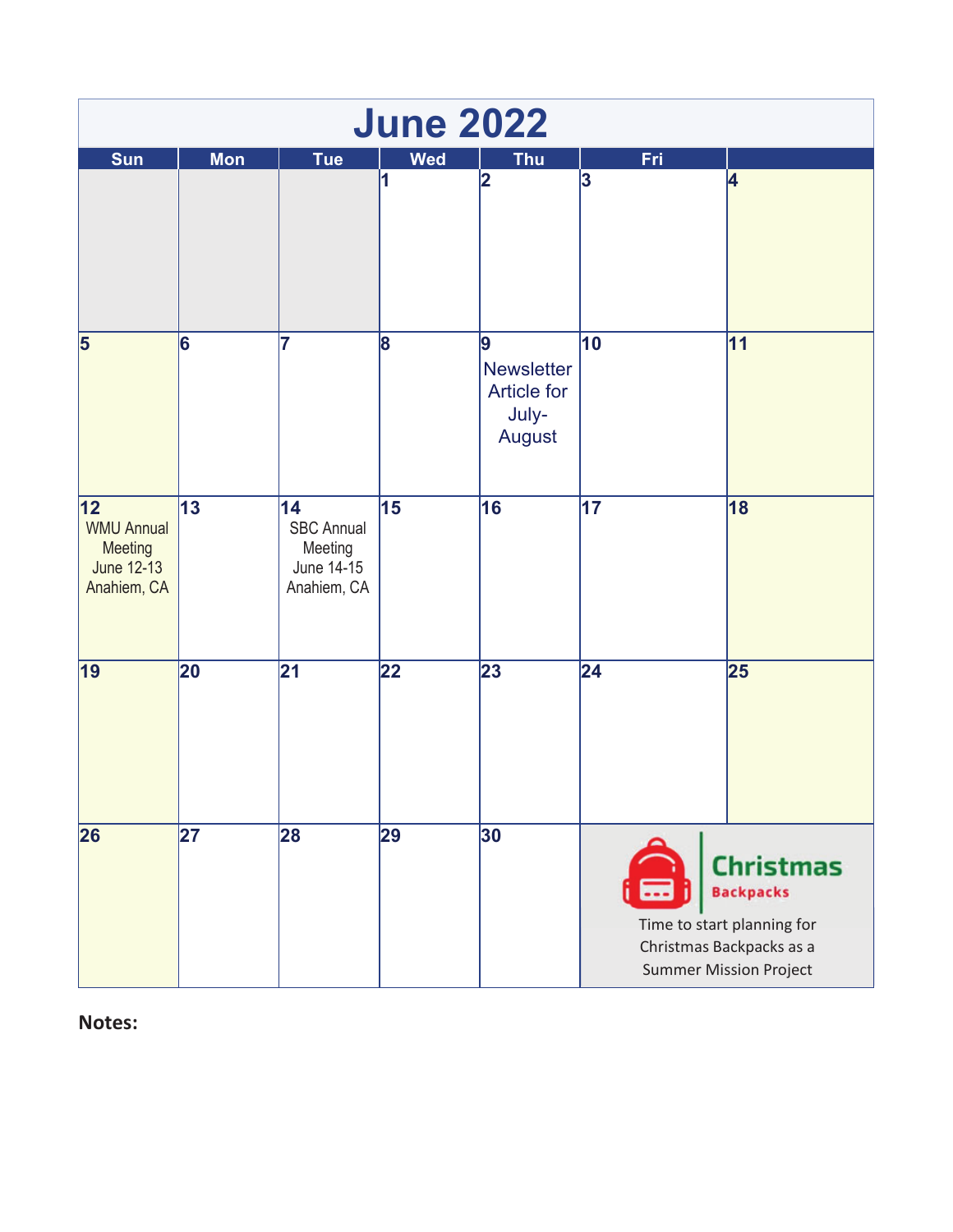# June 2022

| Sun | Mon | Tue | Wed | Thu | Fri | |
|---|---|---|---|---|---|---|
| | | | 1 | 2 | 3 | 4 |
| 5 | 6 | 7 | 8 | 9 Newsletter Article for July-August | 10 | 11 |
| 12 WMU Annual Meeting June 12-13 Anahiem, CA | 13 | 14 SBC Annual Meeting June 14-15 Anahiem, CA | 15 | 16 | 17 | 18 |
| 19 | 20 | 21 | 22 | 23 | 24 | 25 |
| 26 | 27 | 28 | 29 | 30 | **Christmas Backpacks** Time to start planning for Christmas Backpacks as a Summer Mission Project | |

**Notes:**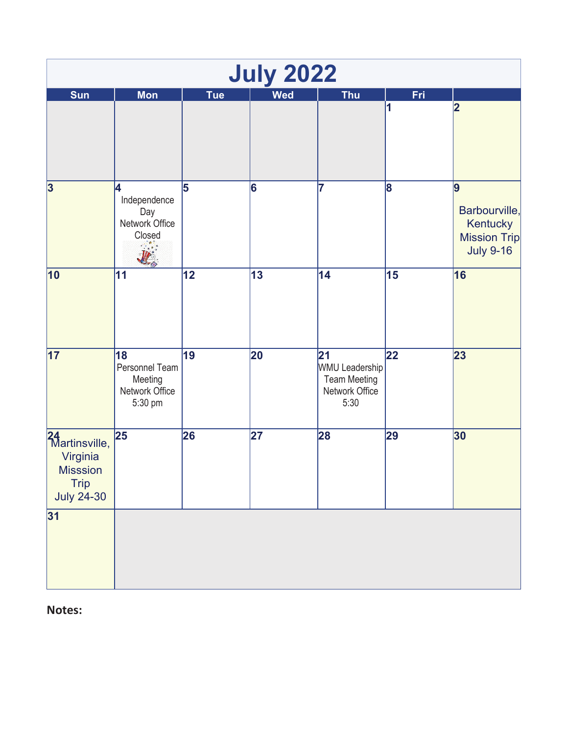# July 2022

| Sun | Mon | Tue | Wed | Thu | Fri | |
|---|---|---|---|---|---|---|
| | | | | | 1 | 2 |
| 3 | 4 Independence Day Network Office Closed | 5 | 6 | 7 | 8 | 9 Barbourville, Kentucky Mission Trip July 9-16 |
| 10 | 11 | 12 | 13 | 14 | 15 | 16 |
| 17 | 18 Personnel Team Meeting Network Office 5:30 pm | 19 | 20 | 21 WMU Leadership Team Meeting Network Office 5:30 | 22 | 23 |
| 24 Martinsville, Virginia Misssion Trip July 24-30 | 25 | 26 | 27 | 28 | 29 | 30 |
| 31 | | | | | | |

**Notes:**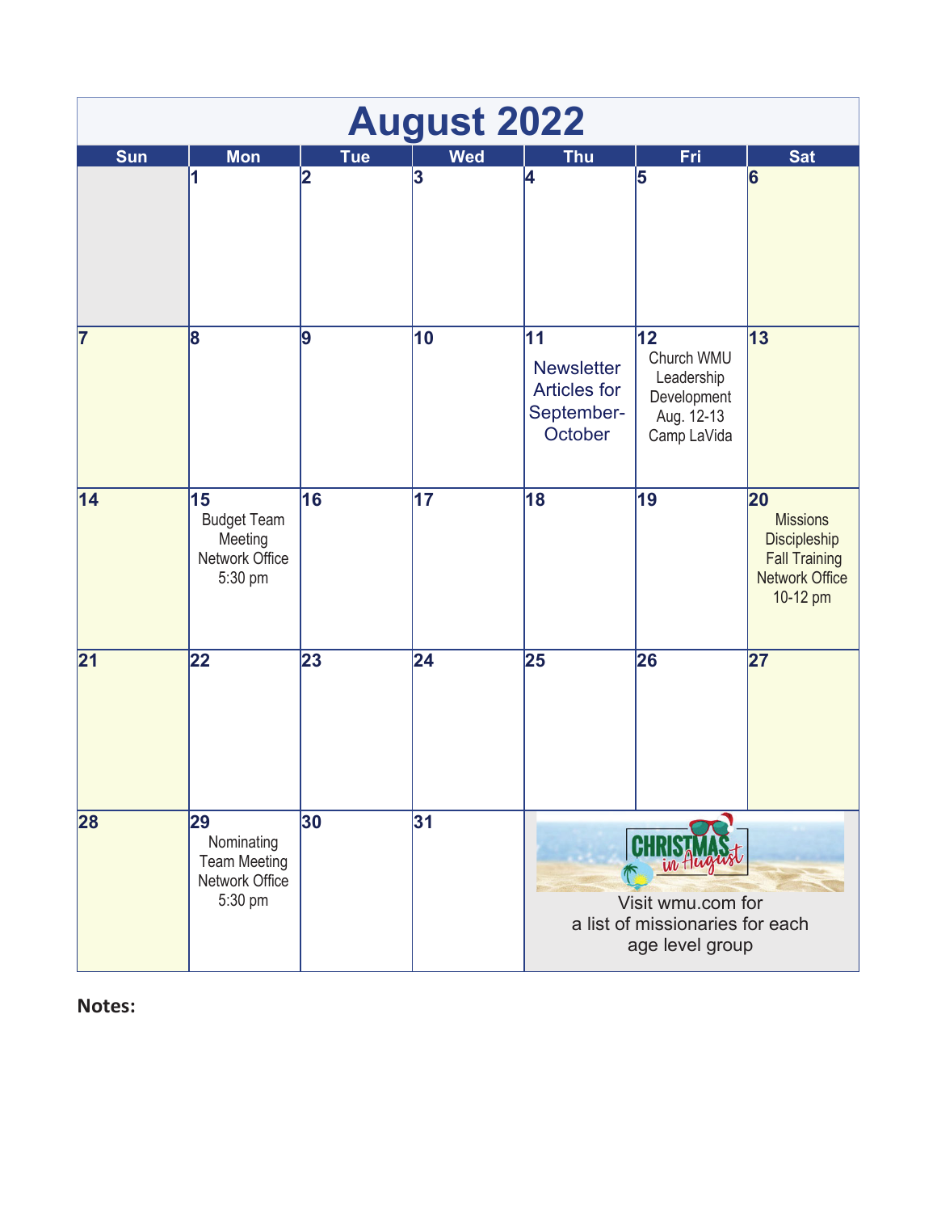# August 2022

| Sun | Mon | Tue | Wed | Thu | Fri | Sat |
|---|---|---|---|---|---|---|
| | 1 | 2 | 3 | 4 | 5 | 6 |
| 7 | 8 | 9 | 10 | 11 Newsletter Articles for September-October | 12 Church WMU Leadership Development Aug. 12-13 Camp LaVida | 13 |
| 14 | 15 Budget Team Meeting Network Office 5:30 pm | 16 | 17 | 18 | 19 | 20 Missions Discipleship Fall Training Network Office 10-12 pm |
| 21 | 22 | 23 | 24 | 25 | 26 | 27 |
| 28 | 29 Nominating Team Meeting Network Office 5:30 pm | 30 | 31 | CHRISTMAS in August Visit wmu.com for a list of missionaries for each age level group | | |

**Notes:**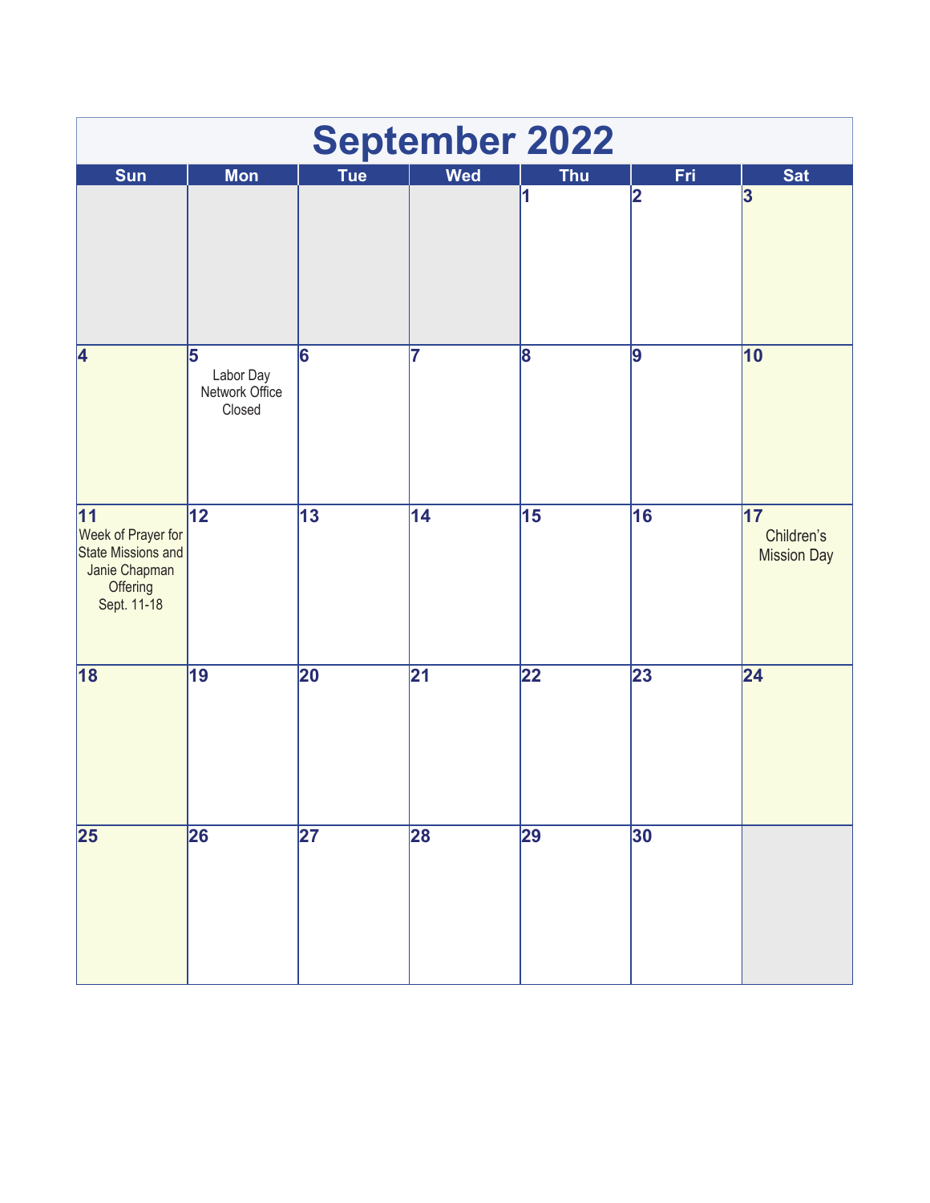# September 2022

| Sun | Mon | Tue | Wed | Thu | Fri | Sat |
|---|---|---|---|---|---|---|
| | | | | 1 | 2 | 3 |
| 4 | 5 Labor Day Network Office Closed | 6 | 7 | 8 | 9 | 10 |
| 11 Week of Prayer for State Missions and Janie Chapman Offering Sept. 11-18 | 12 | 13 | 14 | 15 | 16 | 17 Children's Mission Day |
| 18 | 19 | 20 | 21 | 22 | 23 | 24 |
| 25 | 26 | 27 | 28 | 29 | 30 | |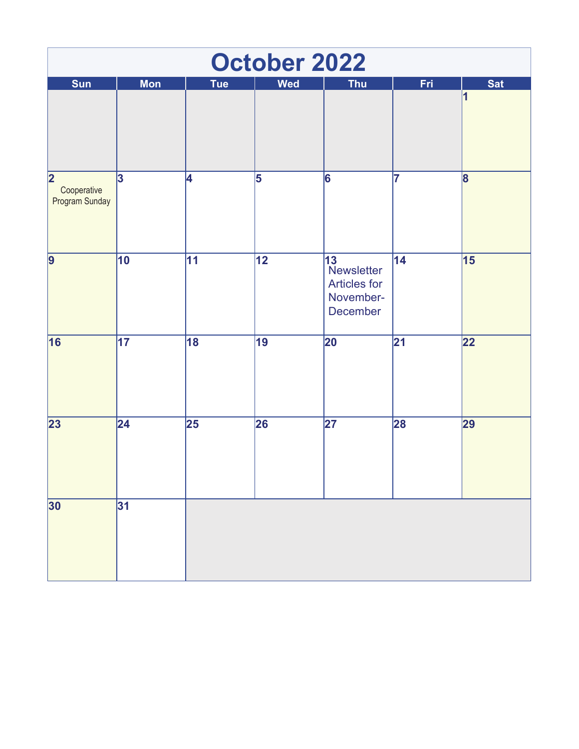# October 2022

| Sun | Mon | Tue | Wed | Thu | Fri | Sat |
|---|---|---|---|---|---|---|
| | | | | | | 1 |
| 2 Cooperative Program Sunday | 3 | 4 | 5 | 6 | 7 | 8 |
| 9 | 10 | 11 | 12 | 13 Newsletter Articles for November-December | 14 | 15 |
| 16 | 17 | 18 | 19 | 20 | 21 | 22 |
| 23 | 24 | 25 | 26 | 27 | 28 | 29 |
| 30 | 31 | | | | | |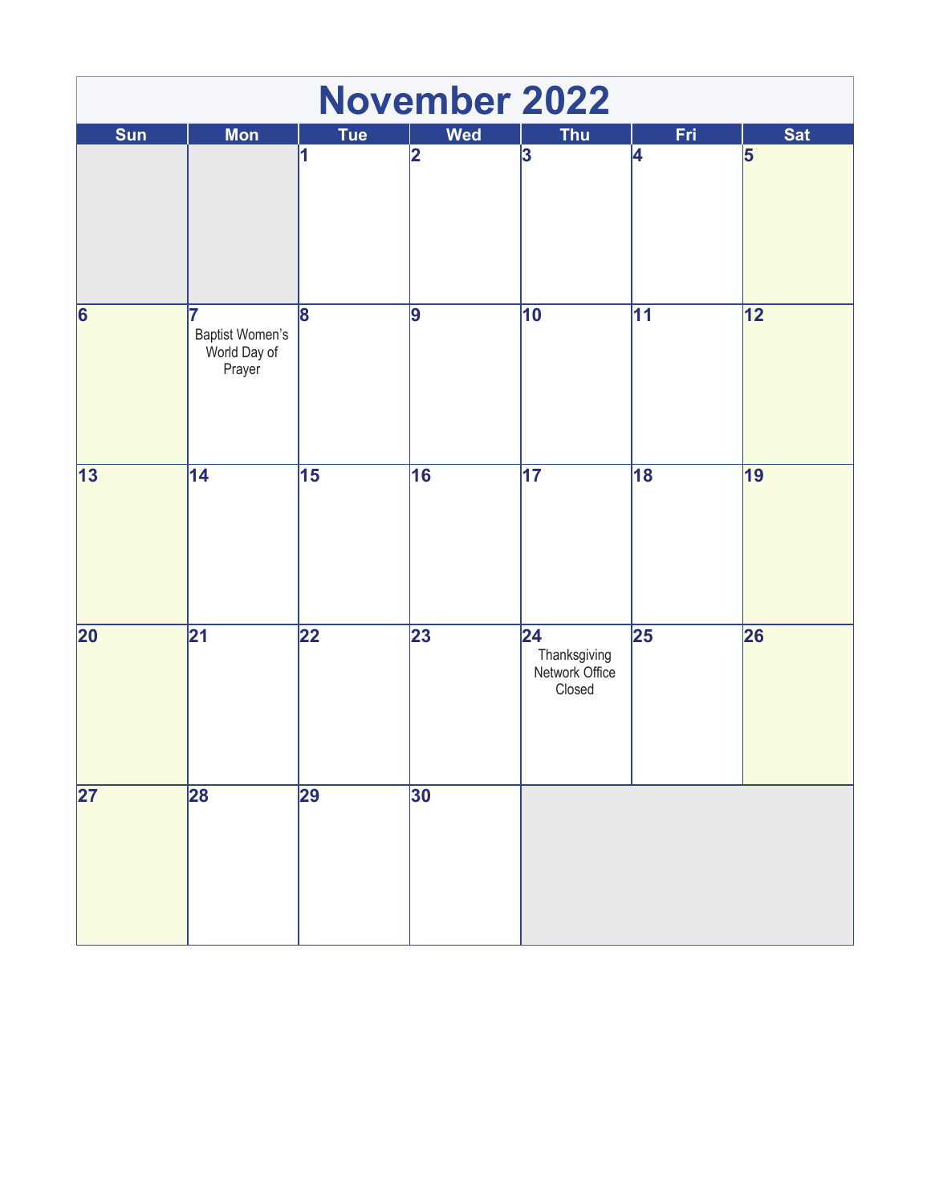# November 2022

| Sun | Mon | Tue | Wed | Thu | Fri | Sat |
|---|---|---|---|---|---|---|
| | | 1 | 2 | 3 | 4 | 5 |
| 6 | 7 Baptist Women's World Day of Prayer | 8 | 9 | 10 | 11 | 12 |
| 13 | 14 | 15 | 16 | 17 | 18 | 19 |
| 20 | 21 | 22 | 23 | 24 Thanksgiving Network Office Closed | 25 | 26 |
| 27 | 28 | 29 | 30 | | | |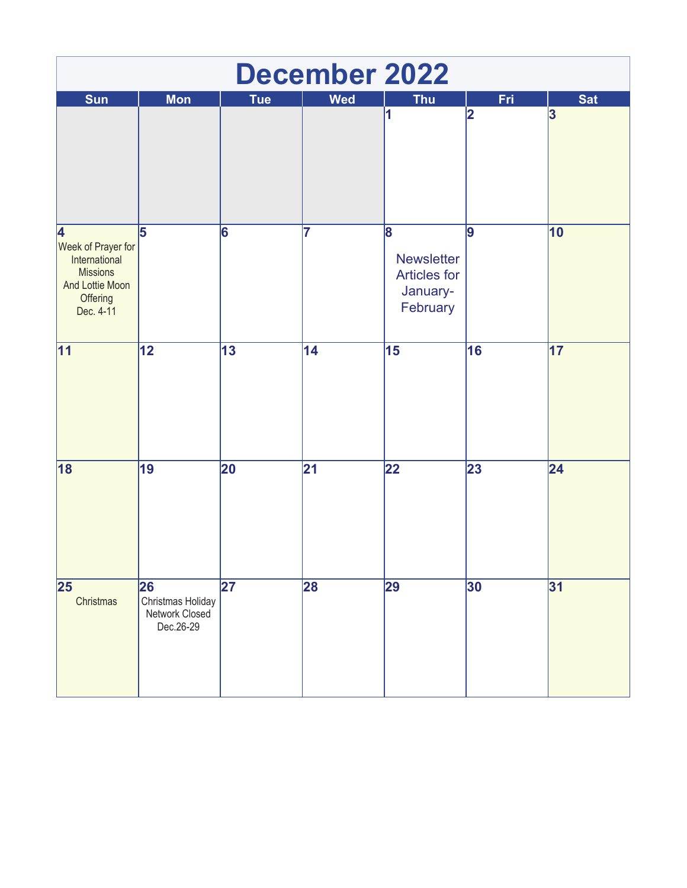# December 2022

| Sun | Mon | Tue | Wed | Thu | Fri | Sat |
|---|---|---|---|---|---|---|
| | | | | 1 | 2 | 3 |
| 4 Week of Prayer for International Missions And Lottie Moon Offering Dec. 4-11 | 5 | 6 | 7 | 8 Newsletter Articles for January-February | 9 | 10 |
| 11 | 12 | 13 | 14 | 15 | 16 | 17 |
| 18 | 19 | 20 | 21 | 22 | 23 | 24 |
| 25 Christmas | 26 Christmas Holiday Network Closed Dec.26-29 | 27 | 28 | 29 | 30 | 31 |